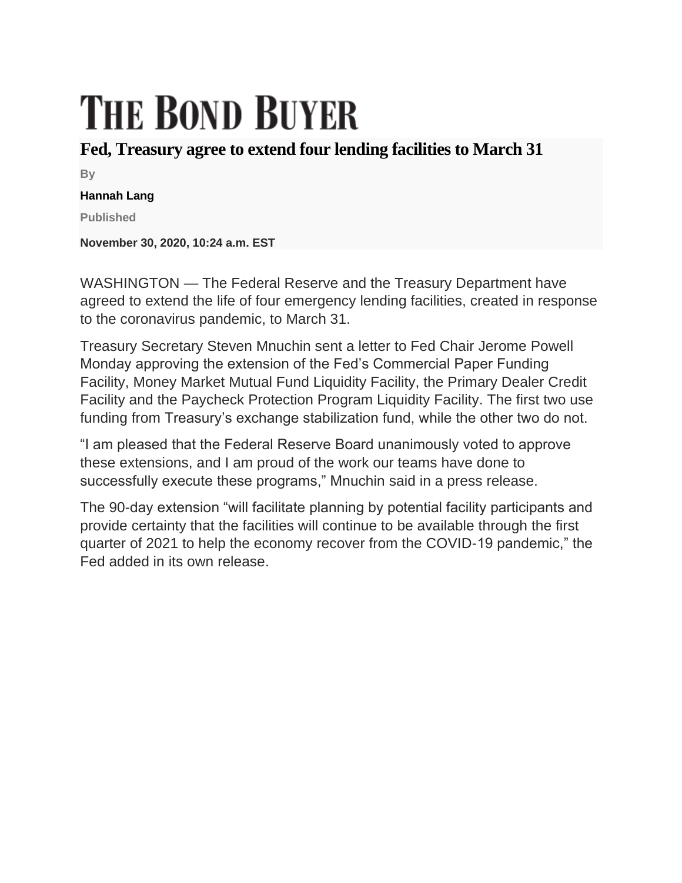# THE BOND BUYER

## Fed, Treasury agree to extend four lending facilities to March 31

By

**Hannah Lang**

Published

**November 30, 2020, 10:24 a.m. EST**

WASHINGTON — The Federal Reserve and the Treasury Department have agreed to extend the life of four emergency lending facilities, created in response to the coronavirus pandemic, to March 31.

Treasury Secretary Steven Mnuchin sent a letter to Fed Chair Jerome Powell Monday approving the extension of the Fed's Commercial Paper Funding Facility, Money Market Mutual Fund Liquidity Facility, the Primary Dealer Credit Facility and the Paycheck Protection Program Liquidity Facility. The first two use funding from Treasury's exchange stabilization fund, while the other two do not.

"I am pleased that the Federal Reserve Board unanimously voted to approve these extensions, and I am proud of the work our teams have done to successfully execute these programs," Mnuchin said in a press release.

The 90-day extension "will facilitate planning by potential facility participants and provide certainty that the facilities will continue to be available through the first quarter of 2021 to help the economy recover from the COVID-19 pandemic," the Fed added in its own release.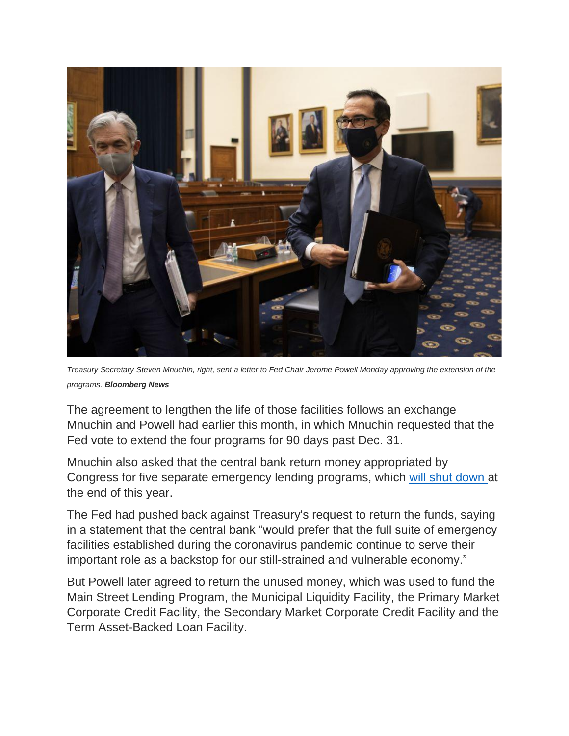*Treasury Secretary Steven Mnuchin, right, sent a letter to Fed Chair Jerome Powell Monday approving the extension of the programs.* ***Bloomberg News***

The agreement to lengthen the life of those facilities follows an exchange Mnuchin and Powell had earlier this month, in which Mnuchin requested that the Fed vote to extend the four programs for 90 days past Dec. 31.

Mnuchin also asked that the central bank return money appropriated by Congress for five separate emergency lending programs, which will shut down at the end of this year.

The Fed had pushed back against Treasury's request to return the funds, saying in a statement that the central bank "would prefer that the full suite of emergency facilities established during the coronavirus pandemic continue to serve their important role as a backstop for our still-strained and vulnerable economy."

But Powell later agreed to return the unused money, which was used to fund the Main Street Lending Program, the Municipal Liquidity Facility, the Primary Market Corporate Credit Facility, the Secondary Market Corporate Credit Facility and the Term Asset-Backed Loan Facility.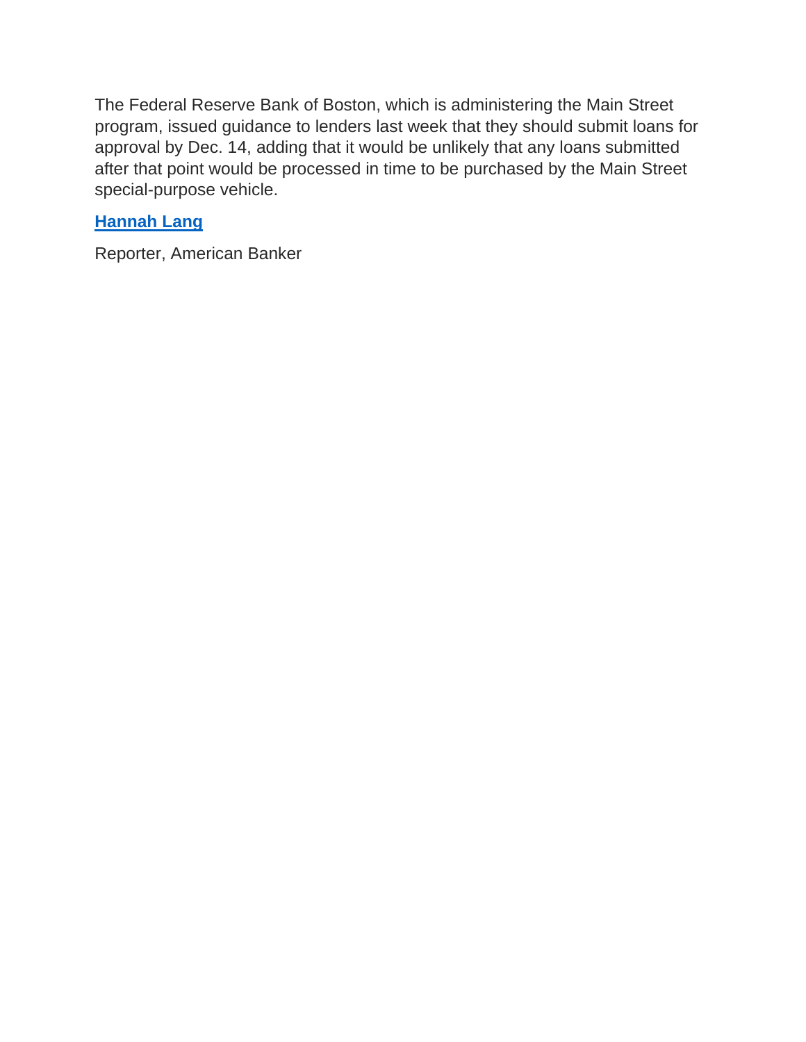The Federal Reserve Bank of Boston, which is administering the Main Street program, issued guidance to lenders last week that they should submit loans for approval by Dec. 14, adding that it would be unlikely that any loans submitted after that point would be processed in time to be purchased by the Main Street special-purpose vehicle.

**Hannah Lang**

Reporter, American Banker